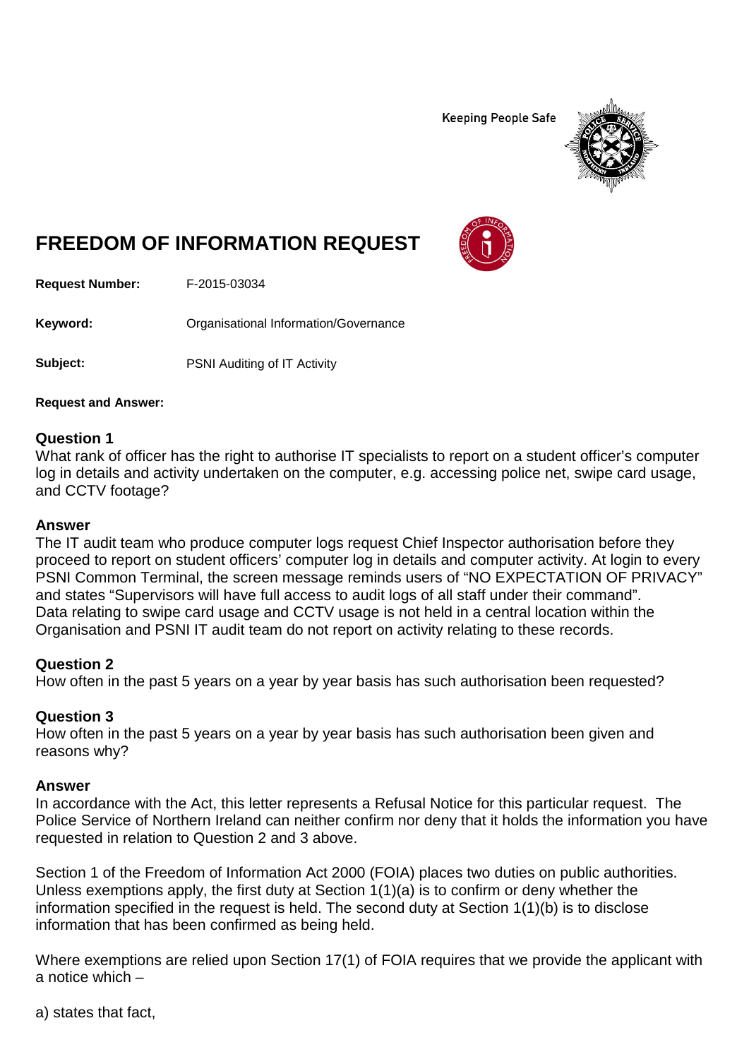Keeping People Safe

# FREEDOM OF INFORMATION REQUEST

**Request Number:** F-2015-03034

**Keyword:** Organisational Information/Governance

**Subject:** PSNI Auditing of IT Activity

**Request and Answer:**

### Question 1

What rank of officer has the right to authorise IT specialists to report on a student officer's computer log in details and activity undertaken on the computer, e.g. accessing police net, swipe card usage, and CCTV footage?

### Answer

The IT audit team who produce computer logs request Chief Inspector authorisation before they proceed to report on student officers' computer log in details and computer activity. At login to every PSNI Common Terminal, the screen message reminds users of "NO EXPECTATION OF PRIVACY" and states "Supervisors will have full access to audit logs of all staff under their command". Data relating to swipe card usage and CCTV usage is not held in a central location within the Organisation and PSNI IT audit team do not report on activity relating to these records.

### Question 2

How often in the past 5 years on a year by year basis has such authorisation been requested?

### Question 3

How often in the past 5 years on a year by year basis has such authorisation been given and reasons why?

### Answer

In accordance with the Act, this letter represents a Refusal Notice for this particular request. The Police Service of Northern Ireland can neither confirm nor deny that it holds the information you have requested in relation to Question 2 and 3 above.

Section 1 of the Freedom of Information Act 2000 (FOIA) places two duties on public authorities. Unless exemptions apply, the first duty at Section 1(1)(a) is to confirm or deny whether the information specified in the request is held. The second duty at Section 1(1)(b) is to disclose information that has been confirmed as being held.

Where exemptions are relied upon Section 17(1) of FOIA requires that we provide the applicant with a notice which –

a) states that fact,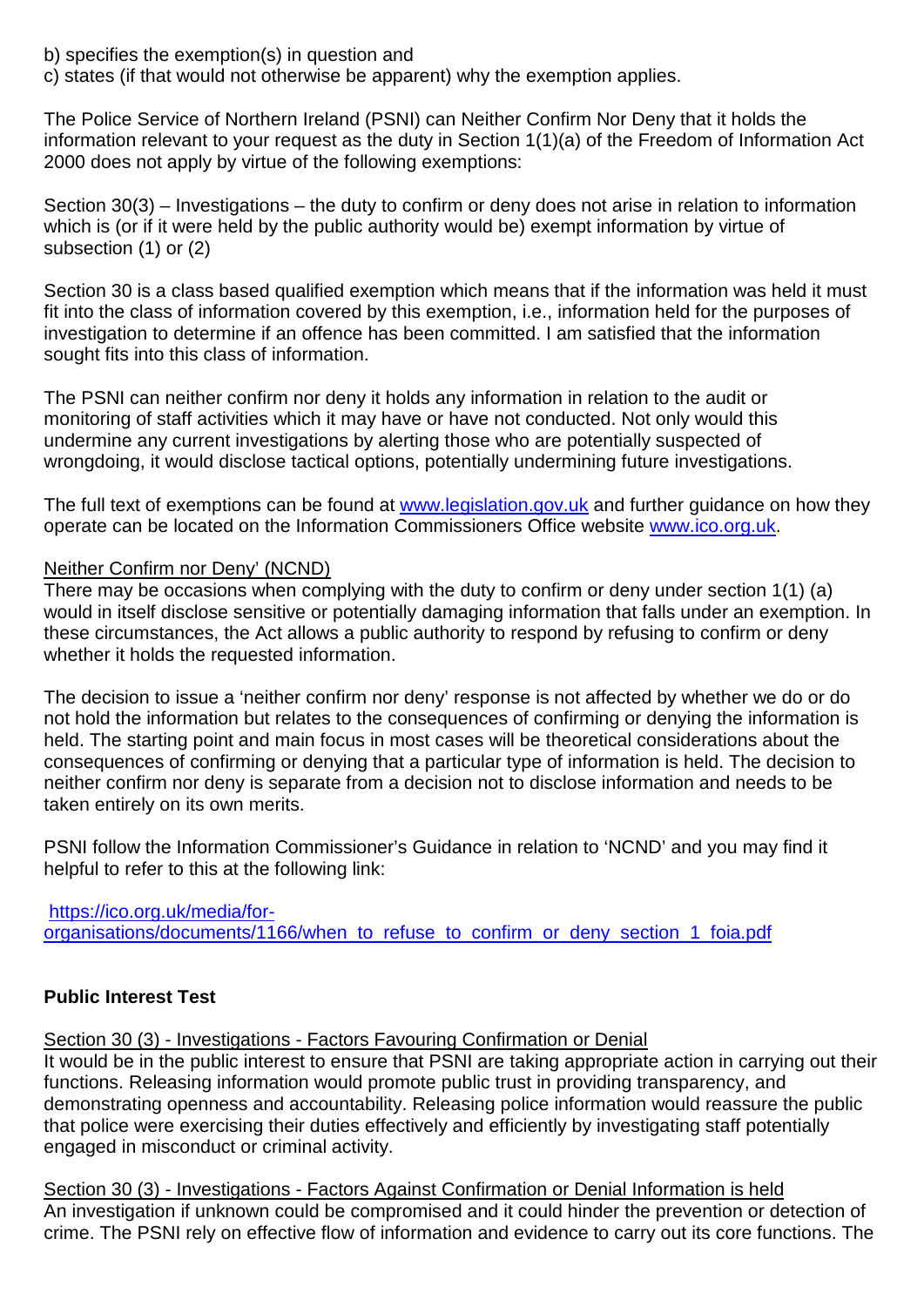b) specifies the exemption(s) in question and
c) states (if that would not otherwise be apparent) why the exemption applies.

The Police Service of Northern Ireland (PSNI) can Neither Confirm Nor Deny that it holds the information relevant to your request as the duty in Section 1(1)(a) of the Freedom of Information Act 2000 does not apply by virtue of the following exemptions:

Section 30(3) – Investigations – the duty to confirm or deny does not arise in relation to information which is (or if it were held by the public authority would be) exempt information by virtue of subsection (1) or (2)

Section 30 is a class based qualified exemption which means that if the information was held it must fit into the class of information covered by this exemption, i.e., information held for the purposes of investigation to determine if an offence has been committed. I am satisfied that the information sought fits into this class of information.

The PSNI can neither confirm nor deny it holds any information in relation to the audit or monitoring of staff activities which it may have or have not conducted. Not only would this undermine any current investigations by alerting those who are potentially suspected of wrongdoing, it would disclose tactical options, potentially undermining future investigations.

The full text of exemptions can be found at [www.legislation.gov.uk](http://www.legislation.gov.uk) and further guidance on how they operate can be located on the Information Commissioners Office website [www.ico.org.uk](http://www.ico.org.uk).

Neither Confirm nor Deny' (NCND)

There may be occasions when complying with the duty to confirm or deny under section 1(1) (a) would in itself disclose sensitive or potentially damaging information that falls under an exemption. In these circumstances, the Act allows a public authority to respond by refusing to confirm or deny whether it holds the requested information.

The decision to issue a 'neither confirm nor deny' response is not affected by whether we do or do not hold the information but relates to the consequences of confirming or denying the information is held. The starting point and main focus in most cases will be theoretical considerations about the consequences of confirming or denying that a particular type of information is held. The decision to neither confirm nor deny is separate from a decision not to disclose information and needs to be taken entirely on its own merits.

PSNI follow the Information Commissioner's Guidance in relation to 'NCND' and you may find it helpful to refer to this at the following link:

[https://ico.org.uk/media/for-organisations/documents/1166/when_to_refuse_to_confirm_or_deny_section_1_foia.pdf](https://ico.org.uk/media/for-organisations/documents/1166/when_to_refuse_to_confirm_or_deny_section_1_foia.pdf)

**Public Interest Test**

Section 30 (3) - Investigations - Factors Favouring Confirmation or Denial

It would be in the public interest to ensure that PSNI are taking appropriate action in carrying out their functions. Releasing information would promote public trust in providing transparency, and demonstrating openness and accountability. Releasing police information would reassure the public that police were exercising their duties effectively and efficiently by investigating staff potentially engaged in misconduct or criminal activity.

Section 30 (3) - Investigations - Factors Against Confirmation or Denial Information is held

An investigation if unknown could be compromised and it could hinder the prevention or detection of crime. The PSNI rely on effective flow of information and evidence to carry out its core functions. The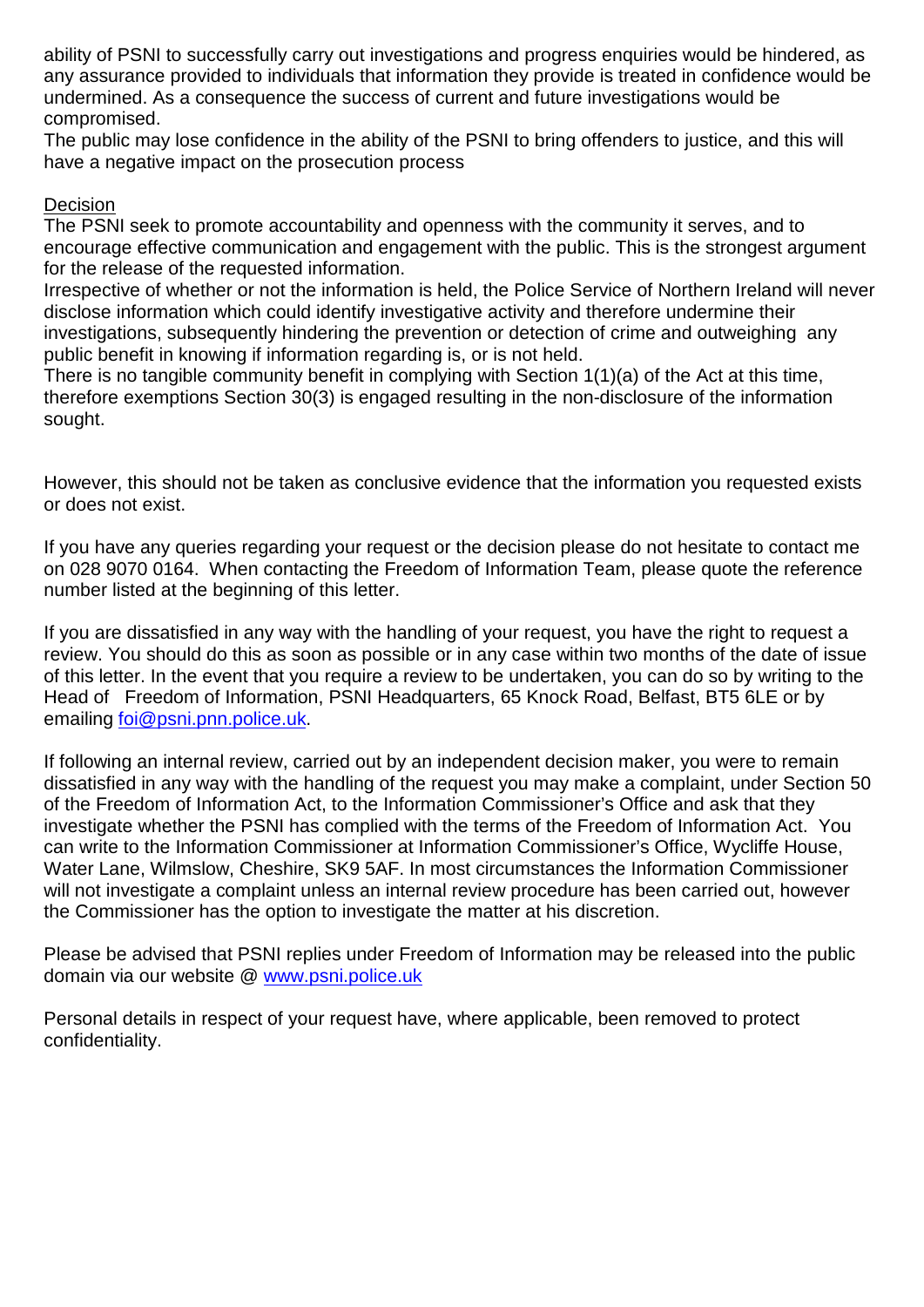ability of PSNI to successfully carry out investigations and progress enquiries would be hindered, as any assurance provided to individuals that information they provide is treated in confidence would be undermined. As a consequence the success of current and future investigations would be compromised.
The public may lose confidence in the ability of the PSNI to bring offenders to justice, and this will have a negative impact on the prosecution process

Decision
The PSNI seek to promote accountability and openness with the community it serves, and to encourage effective communication and engagement with the public. This is the strongest argument for the release of the requested information.
Irrespective of whether or not the information is held, the Police Service of Northern Ireland will never disclose information which could identify investigative activity and therefore undermine their investigations, subsequently hindering the prevention or detection of crime and outweighing any public benefit in knowing if information regarding is, or is not held.
There is no tangible community benefit in complying with Section 1(1)(a) of the Act at this time, therefore exemptions Section 30(3) is engaged resulting in the non-disclosure of the information sought.

However, this should not be taken as conclusive evidence that the information you requested exists or does not exist.

If you have any queries regarding your request or the decision please do not hesitate to contact me on 028 9070 0164. When contacting the Freedom of Information Team, please quote the reference number listed at the beginning of this letter.

If you are dissatisfied in any way with the handling of your request, you have the right to request a review. You should do this as soon as possible or in any case within two months of the date of issue of this letter. In the event that you require a review to be undertaken, you can do so by writing to the Head of Freedom of Information, PSNI Headquarters, 65 Knock Road, Belfast, BT5 6LE or by emailing foi@psni.pnn.police.uk.

If following an internal review, carried out by an independent decision maker, you were to remain dissatisfied in any way with the handling of the request you may make a complaint, under Section 50 of the Freedom of Information Act, to the Information Commissioner's Office and ask that they investigate whether the PSNI has complied with the terms of the Freedom of Information Act. You can write to the Information Commissioner at Information Commissioner's Office, Wycliffe House, Water Lane, Wilmslow, Cheshire, SK9 5AF. In most circumstances the Information Commissioner will not investigate a complaint unless an internal review procedure has been carried out, however the Commissioner has the option to investigate the matter at his discretion.

Please be advised that PSNI replies under Freedom of Information may be released into the public domain via our website @ www.psni.police.uk

Personal details in respect of your request have, where applicable, been removed to protect confidentiality.